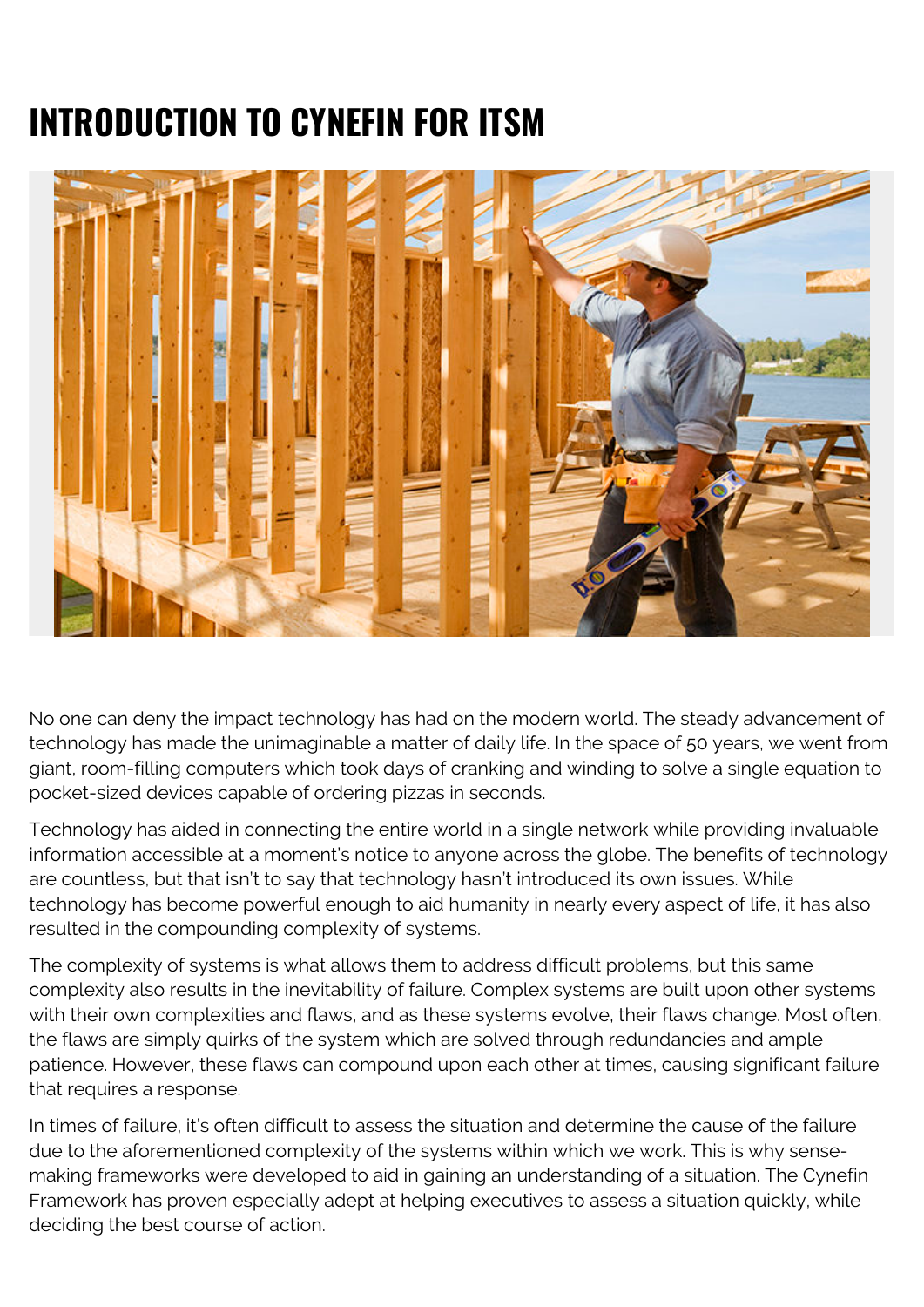# INTRODUCTION TO CYNEFIN FOR ITSM

No one can deny the impact technology has had on the modern world. The steady advancement of technology has made the unimaginable a matter of daily life. In the space of 50 years, we went from giant, room-filling computers which took days of cranking and winding to solve a single equation to pocket-sized devices capable of ordering pizzas in seconds.

Technology has aided in connecting the entire world in a single network while providing invaluable information accessible at a moment's notice to anyone across the globe. The benefits of technology are countless, but that isn't to say that technology hasn't introduced its own issues. While technology has become powerful enough to aid humanity in nearly every aspect of life, it has also resulted in the compounding complexity of systems.

The complexity of systems is what allows them to address difficult problems, but this same complexity also results in the inevitability of failure. Complex systems are built upon other systems with their own complexities and flaws, and as these systems evolve, their flaws change. Most often, the flaws are simply quirks of the system which are solved through redundancies and ample patience. However, these flaws can compound upon each other at times, causing significant failure that requires a response.

In times of failure, it's often difficult to assess the situation and determine the cause of the failure due to the aforementioned complexity of the systems within which we work. This is why sense-making frameworks were developed to aid in gaining an understanding of a situation. The Cynefin Framework has proven especially adept at helping executives to assess a situation quickly, while deciding the best course of action.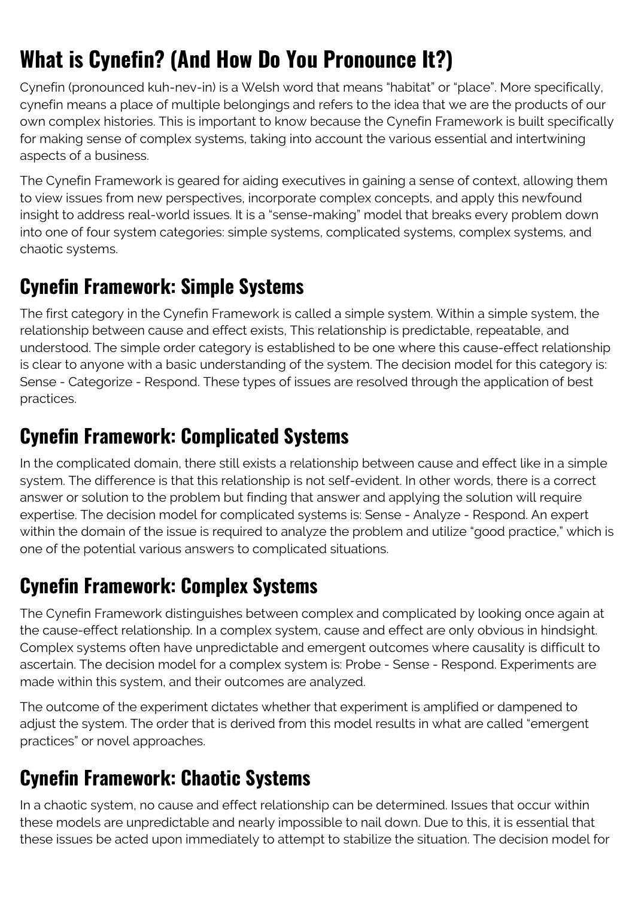# What is Cynefin? (And How Do You Pronounce It?)

Cynefin (pronounced kuh-nev-in) is a Welsh word that means "habitat" or "place". More specifically, cynefin means a place of multiple belongings and refers to the idea that we are the products of our own complex histories. This is important to know because the Cynefin Framework is built specifically for making sense of complex systems, taking into account the various essential and intertwining aspects of a business.

The Cynefin Framework is geared for aiding executives in gaining a sense of context, allowing them to view issues from new perspectives, incorporate complex concepts, and apply this newfound insight to address real-world issues. It is a "sense-making" model that breaks every problem down into one of four system categories: simple systems, complicated systems, complex systems, and chaotic systems.

## Cynefin Framework: Simple Systems

The first category in the Cynefin Framework is called a simple system. Within a simple system, the relationship between cause and effect exists, This relationship is predictable, repeatable, and understood. The simple order category is established to be one where this cause-effect relationship is clear to anyone with a basic understanding of the system. The decision model for this category is: Sense - Categorize - Respond. These types of issues are resolved through the application of best practices.

## Cynefin Framework: Complicated Systems

In the complicated domain, there still exists a relationship between cause and effect like in a simple system. The difference is that this relationship is not self-evident. In other words, there is a correct answer or solution to the problem but finding that answer and applying the solution will require expertise. The decision model for complicated systems is: Sense - Analyze - Respond. An expert within the domain of the issue is required to analyze the problem and utilize "good practice," which is one of the potential various answers to complicated situations.

## Cynefin Framework: Complex Systems

The Cynefin Framework distinguishes between complex and complicated by looking once again at the cause-effect relationship. In a complex system, cause and effect are only obvious in hindsight. Complex systems often have unpredictable and emergent outcomes where causality is difficult to ascertain. The decision model for a complex system is: Probe - Sense - Respond. Experiments are made within this system, and their outcomes are analyzed.

The outcome of the experiment dictates whether that experiment is amplified or dampened to adjust the system. The order that is derived from this model results in what are called "emergent practices" or novel approaches.

## Cynefin Framework: Chaotic Systems

In a chaotic system, no cause and effect relationship can be determined. Issues that occur within these models are unpredictable and nearly impossible to nail down. Due to this, it is essential that these issues be acted upon immediately to attempt to stabilize the situation. The decision model for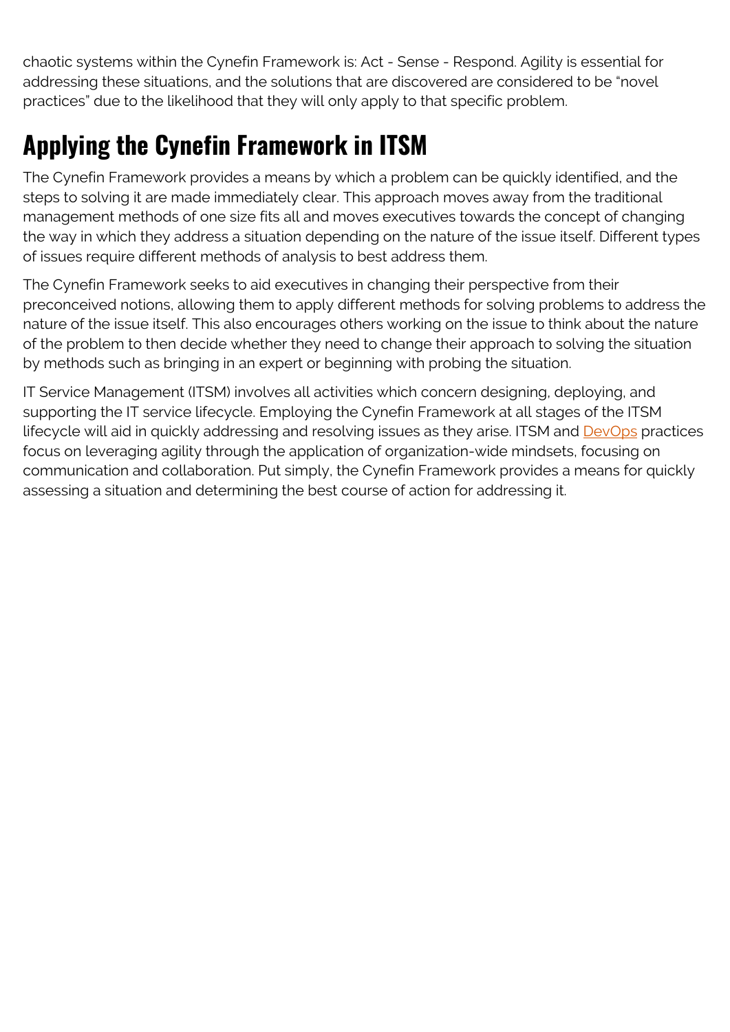chaotic systems within the Cynefin Framework is: Act - Sense - Respond. Agility is essential for addressing these situations, and the solutions that are discovered are considered to be "novel practices" due to the likelihood that they will only apply to that specific problem.

## Applying the Cynefin Framework in ITSM

The Cynefin Framework provides a means by which a problem can be quickly identified, and the steps to solving it are made immediately clear. This approach moves away from the traditional management methods of one size fits all and moves executives towards the concept of changing the way in which they address a situation depending on the nature of the issue itself. Different types of issues require different methods of analysis to best address them.

The Cynefin Framework seeks to aid executives in changing their perspective from their preconceived notions, allowing them to apply different methods for solving problems to address the nature of the issue itself. This also encourages others working on the issue to think about the nature of the problem to then decide whether they need to change their approach to solving the situation by methods such as bringing in an expert or beginning with probing the situation.

IT Service Management (ITSM) involves all activities which concern designing, deploying, and supporting the IT service lifecycle. Employing the Cynefin Framework at all stages of the ITSM lifecycle will aid in quickly addressing and resolving issues as they arise. ITSM and DevOps practices focus on leveraging agility through the application of organization-wide mindsets, focusing on communication and collaboration. Put simply, the Cynefin Framework provides a means for quickly assessing a situation and determining the best course of action for addressing it.